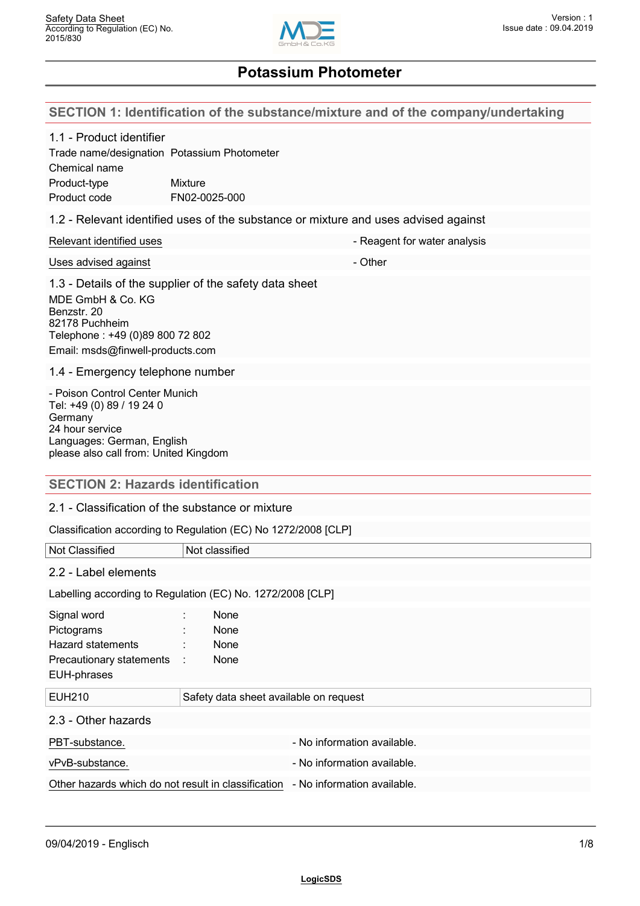# Potassium Photometer

## SECTION 1: Identification of the substance/mixture and of the company/undertaking

### 1.1 - Product identifier

| | |
|---|---|
| Trade name/designation | Potassium Photometer |
| Chemical name | |
| Product-type | Mixture |
| Product code | FN02-0025-000 |

### 1.2 - Relevant identified uses of the substance or mixture and uses advised against

| | |
|---|---|
| Relevant identified uses | - Reagent for water analysis |
| Uses advised against | - Other |

### 1.3 - Details of the supplier of the safety data sheet

MDE GmbH & Co. KG
Benzstr. 20
82178 Puchheim
Telephone : +49 (0)89 800 72 802
Email: msds@finwell-products.com

### 1.4 - Emergency telephone number

- Poison Control Center Munich
Tel: +49 (0) 89 / 19 24 0
Germany
24 hour service
Languages: German, English
please also call from: United Kingdom

## SECTION 2: Hazards identification

### 2.1 - Classification of the substance or mixture

Classification according to Regulation (EC) No 1272/2008 [CLP]

| | |
|---|---|
| Not Classified | Not classified |

### 2.2 - Label elements

Labelling according to Regulation (EC) No. 1272/2008 [CLP]

| | | |
|---|---|---|
| Signal word | : | None |
| Pictograms | : | None |
| Hazard statements | : | None |
| Precautionary statements | : | None |
| EUH-phrases | | |

| | |
|---|---|
| EUH210 | Safety data sheet available on request |

### 2.3 - Other hazards

| | |
|---|---|
| PBT-substance. | - No information available. |
| vPvB-substance. | - No information available. |
| Other hazards which do not result in classification | - No information available. |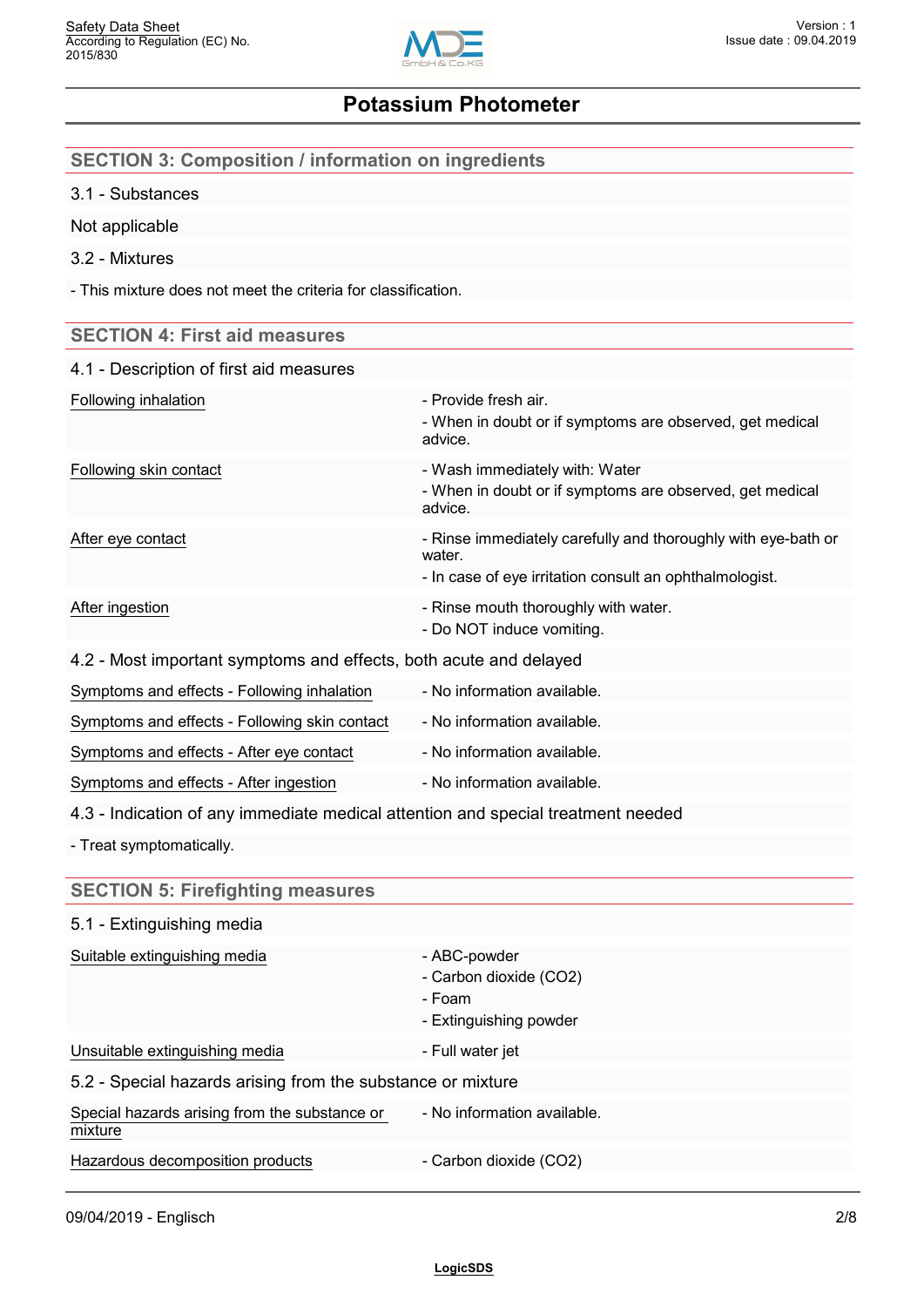# Potassium Photometer

## SECTION 3: Composition / information on ingredients

### 3.1 - Substances

Not applicable

### 3.2 - Mixtures

- This mixture does not meet the criteria for classification.

## SECTION 4: First aid measures

### 4.1 - Description of first aid measures

| | |
|---|---|
| Following inhalation | - Provide fresh air.<br>- When in doubt or if symptoms are observed, get medical advice. |
| Following skin contact | - Wash immediately with: Water<br>- When in doubt or if symptoms are observed, get medical advice. |
| After eye contact | - Rinse immediately carefully and thoroughly with eye-bath or water.<br>- In case of eye irritation consult an ophthalmologist. |
| After ingestion | - Rinse mouth thoroughly with water.<br>- Do NOT induce vomiting. |

### 4.2 - Most important symptoms and effects, both acute and delayed

| | |
|---|---|
| Symptoms and effects - Following inhalation | - No information available. |
| Symptoms and effects - Following skin contact | - No information available. |
| Symptoms and effects - After eye contact | - No information available. |
| Symptoms and effects - After ingestion | - No information available. |

### 4.3 - Indication of any immediate medical attention and special treatment needed

- Treat symptomatically.

## SECTION 5: Firefighting measures

### 5.1 - Extinguishing media

| | |
|---|---|
| Suitable extinguishing media | - ABC-powder<br>- Carbon dioxide ($CO_2$)<br>- Foam<br>- Extinguishing powder |
| Unsuitable extinguishing media | - Full water jet |

### 5.2 - Special hazards arising from the substance or mixture

| | |
|---|---|
| Special hazards arising from the substance or mixture | - No information available. |
| Hazardous decomposition products | - Carbon dioxide ($CO_2$) |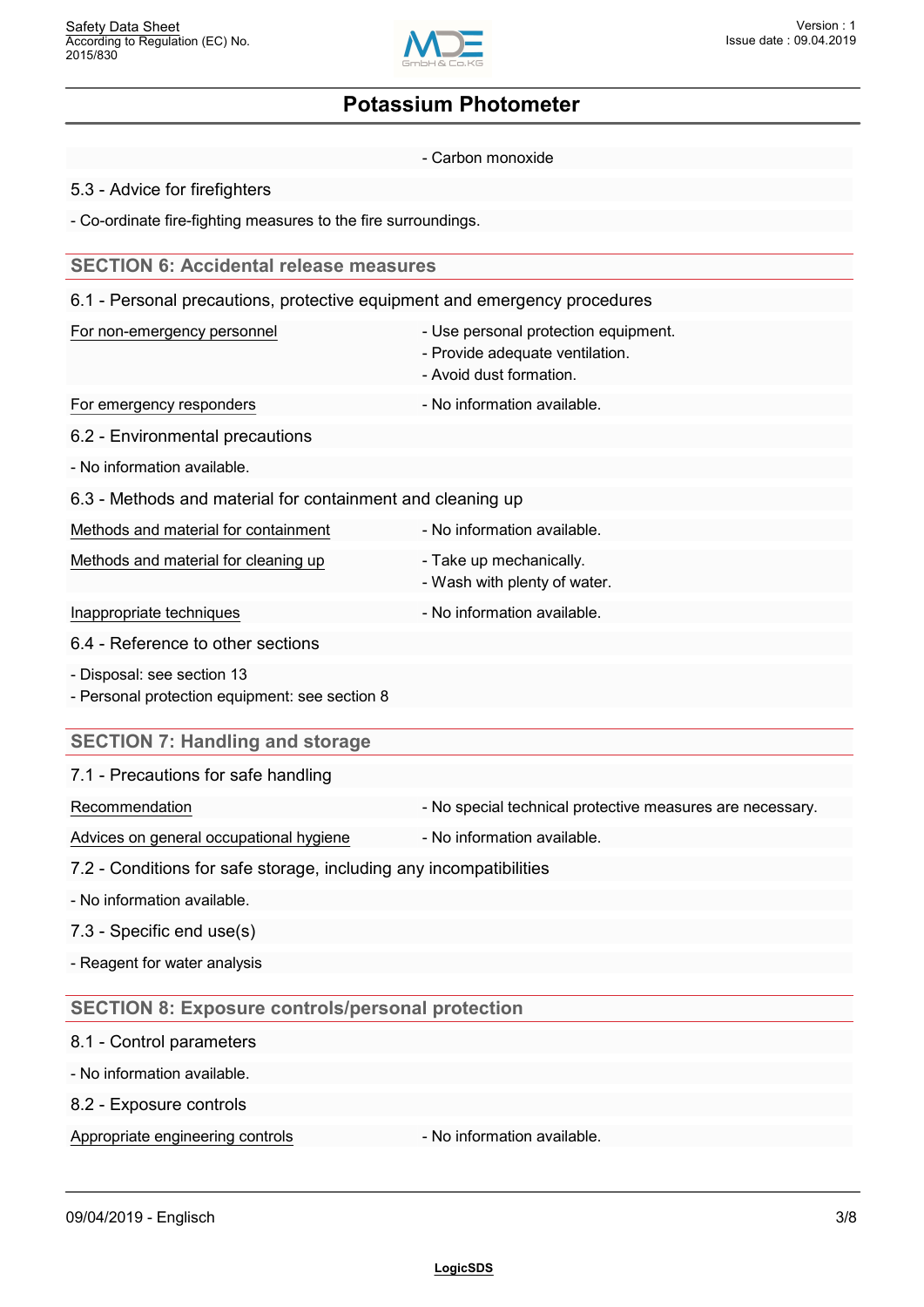| | - Carbon monoxide |
|---|---|

### 5.3 - Advice for firefighters

- Co-ordinate fire-fighting measures to the fire surroundings.

## SECTION 6: Accidental release measures

### 6.1 - Personal precautions, protective equipment and emergency procedures

| | |
|---|---|
| For non-emergency personnel | - Use personal protection equipment.<br>- Provide adequate ventilation.<br>- Avoid dust formation. |
| For emergency responders | - No information available. |

### 6.2 - Environmental precautions

- No information available.

### 6.3 - Methods and material for containment and cleaning up

| | |
|---|---|
| Methods and material for containment | - No information available. |
| Methods and material for cleaning up | - Take up mechanically.<br>- Wash with plenty of water. |
| Inappropriate techniques | - No information available. |

### 6.4 - Reference to other sections

- Disposal: see section 13
- Personal protection equipment: see section 8

## SECTION 7: Handling and storage

### 7.1 - Precautions for safe handling

| | |
|---|---|
| Recommendation | - No special technical protective measures are necessary. |
| Advices on general occupational hygiene | - No information available. |

### 7.2 - Conditions for safe storage, including any incompatibilities

- No information available.

### 7.3 - Specific end use(s)

- Reagent for water analysis

## SECTION 8: Exposure controls/personal protection

### 8.1 - Control parameters

- No information available.

### 8.2 - Exposure controls

| | |
|---|---|
| Appropriate engineering controls | - No information available. |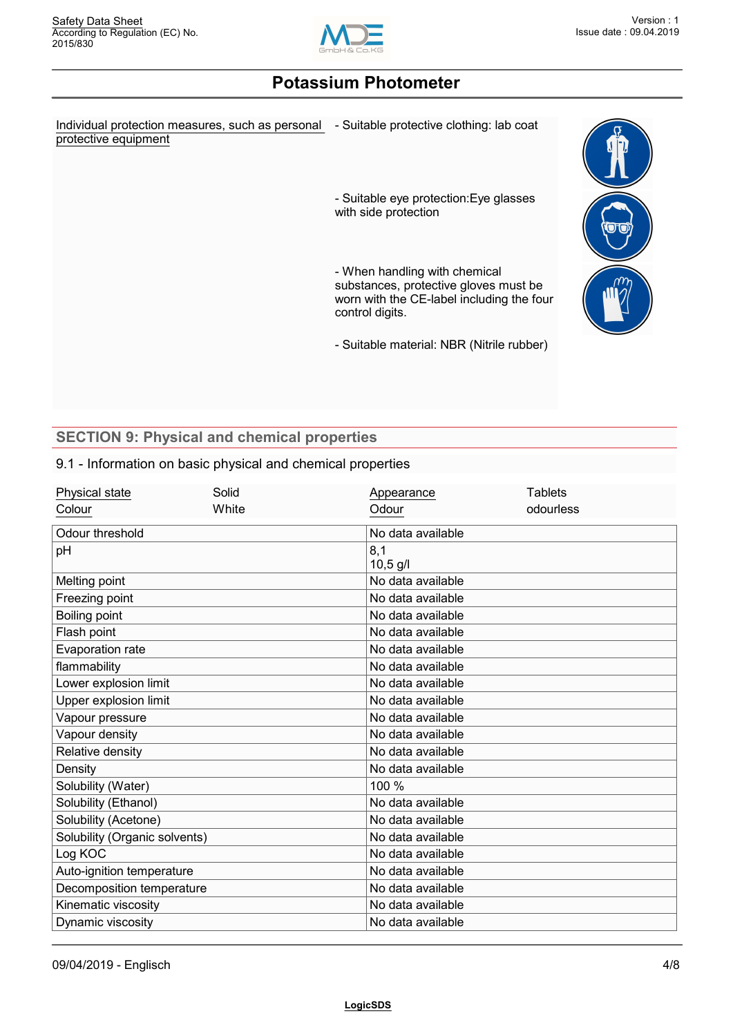## Potassium Photometer

| Individual protection measures, such as personal protective equipment | - Suitable protective clothing: lab coat<br>- Suitable eye protection:Eye glasses with side protection<br>- When handling with chemical substances, protective gloves must be worn with the CE-label including the four control digits.<br>- Suitable material: NBR (Nitrile rubber) |
|---|---|

## SECTION 9: Physical and chemical properties

### 9.1 - Information on basic physical and chemical properties

| Physical state | Solid | Appearance | Tablets |
|---|---|---|---|
| Colour | White | Odour | odourless |

| Property | Value |
|---|---|
| Odour threshold | No data available |
| pH | 8,1<br>10,5 g/l |
| Melting point | No data available |
| Freezing point | No data available |
| Boiling point | No data available |
| Flash point | No data available |
| Evaporation rate | No data available |
| flammability | No data available |
| Lower explosion limit | No data available |
| Upper explosion limit | No data available |
| Vapour pressure | No data available |
| Vapour density | No data available |
| Relative density | No data available |
| Density | No data available |
| Solubility (Water) | 100 % |
| Solubility (Ethanol) | No data available |
| Solubility (Acetone) | No data available |
| Solubility (Organic solvents) | No data available |
| Log KOC | No data available |
| Auto-ignition temperature | No data available |
| Decomposition temperature | No data available |
| Kinematic viscosity | No data available |
| Dynamic viscosity | No data available |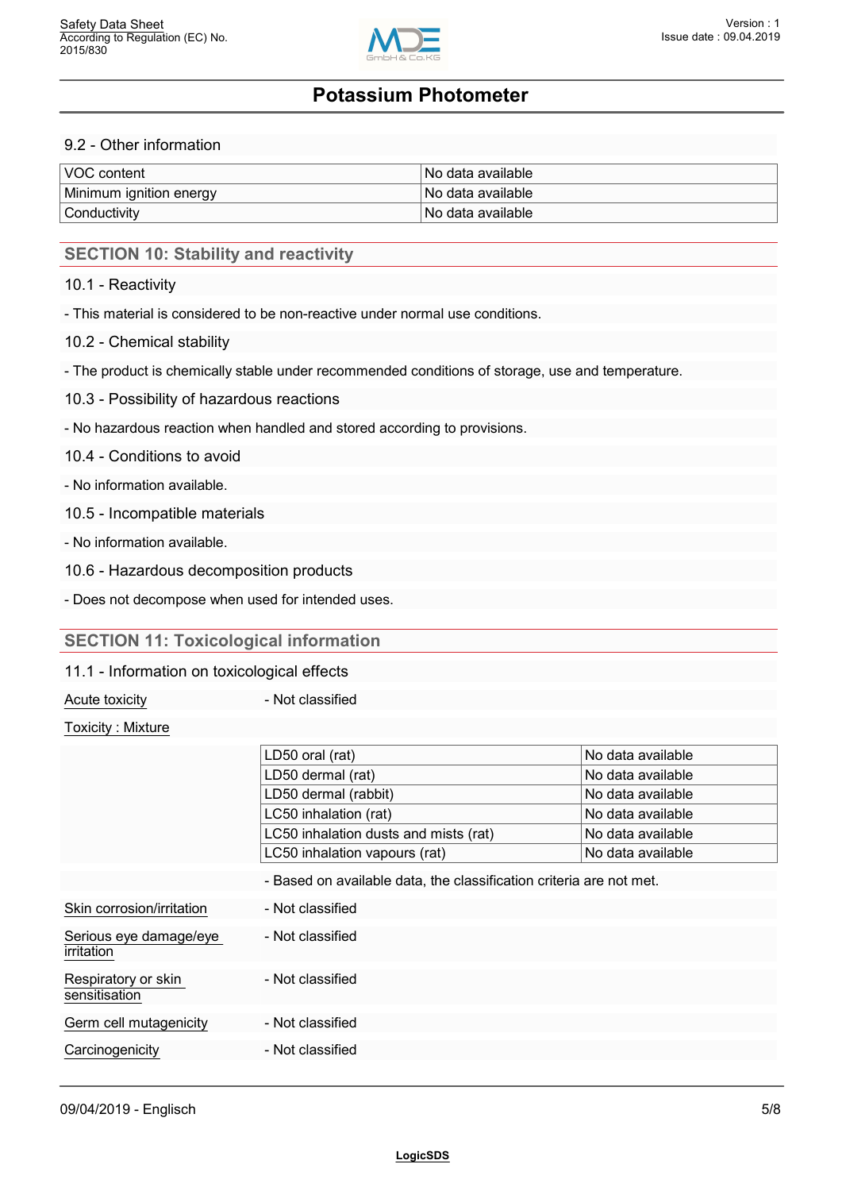# Potassium Photometer

### 9.2 - Other information

| | |
|---|---|
| VOC content | No data available |
| Minimum ignition energy | No data available |
| Conductivity | No data available |

## SECTION 10: Stability and reactivity

### 10.1 - Reactivity

- This material is considered to be non-reactive under normal use conditions.

### 10.2 - Chemical stability

- The product is chemically stable under recommended conditions of storage, use and temperature.

### 10.3 - Possibility of hazardous reactions

- No hazardous reaction when handled and stored according to provisions.

### 10.4 - Conditions to avoid

- No information available.

### 10.5 - Incompatible materials

- No information available.

### 10.6 - Hazardous decomposition products

- Does not decompose when used for intended uses.

## SECTION 11: Toxicological information

### 11.1 - Information on toxicological effects

Acute toxicity - Not classified

Toxicity : Mixture

| | |
|---|---|
| LD50 oral (rat) | No data available |
| LD50 dermal (rat) | No data available |
| LD50 dermal (rabbit) | No data available |
| LC50 inhalation (rat) | No data available |
| LC50 inhalation dusts and mists (rat) | No data available |
| LC50 inhalation vapours (rat) | No data available |

- Based on available data, the classification criteria are not met.

Skin corrosion/irritation - Not classified

Serious eye damage/eye irritation - Not classified

Respiratory or skin sensitisation - Not classified

Germ cell mutagenicity - Not classified

Carcinogenicity - Not classified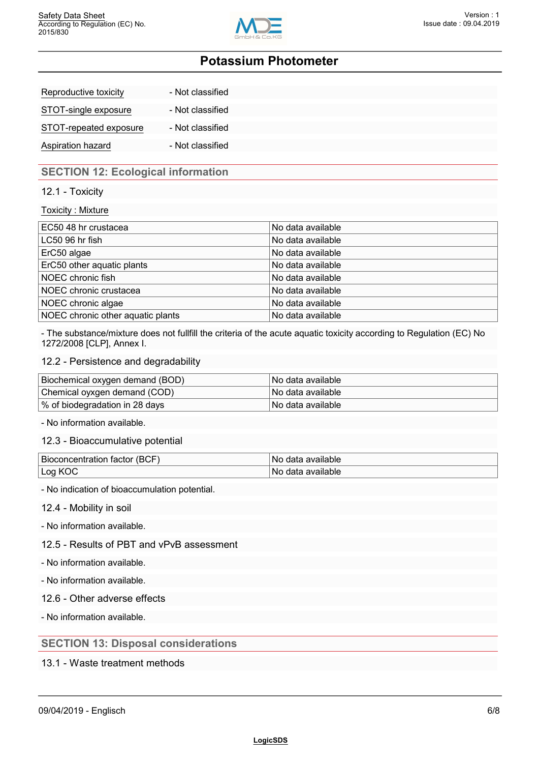| | |
|---|---|
| Reproductive toxicity | - Not classified |
| STOT-single exposure | - Not classified |
| STOT-repeated exposure | - Not classified |
| Aspiration hazard | - Not classified |

## SECTION 12: Ecological information

### 12.1 - Toxicity

Toxicity : Mixture

| | |
|---|---|
| EC50 48 hr crustacea | No data available |
| LC50 96 hr fish | No data available |
| ErC50 algae | No data available |
| ErC50 other aquatic plants | No data available |
| NOEC chronic fish | No data available |
| NOEC chronic crustacea | No data available |
| NOEC chronic algae | No data available |
| NOEC chronic other aquatic plants | No data available |

- The substance/mixture does not fulfill the criteria of the acute aquatic toxicity according to Regulation (EC) No 1272/2008 [CLP], Annex I.

### 12.2 - Persistence and degradability

| | |
|---|---|
| Biochemical oxygen demand (BOD) | No data available |
| Chemical oyxgen demand (COD) | No data available |
| % of biodegradation in 28 days | No data available |

- No information available.

### 12.3 - Bioaccumulative potential

| | |
|---|---|
| Bioconcentration factor (BCF) | No data available |
| Log KOC | No data available |

- No indication of bioaccumulation potential.

### 12.4 - Mobility in soil

- No information available.

### 12.5 - Results of PBT and vPvB assessment

- No information available.

- No information available.

### 12.6 - Other adverse effects

- No information available.

## SECTION 13: Disposal considerations

### 13.1 - Waste treatment methods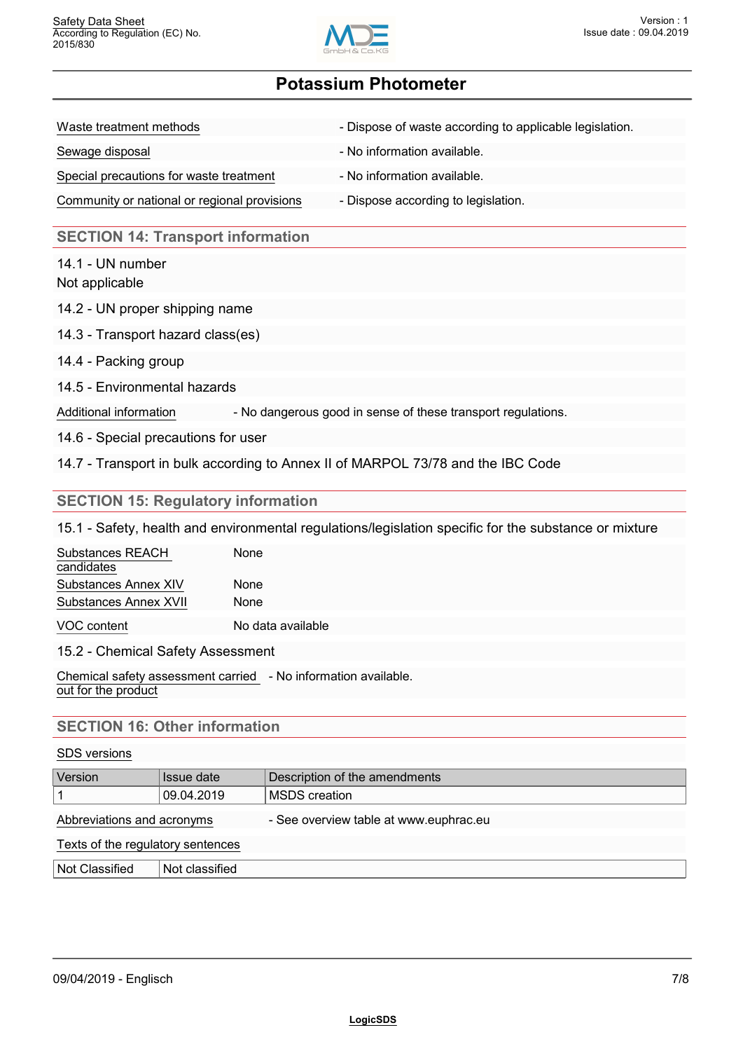| | |
|---|---|
| Waste treatment methods | - Dispose of waste according to applicable legislation. |
| Sewage disposal | - No information available. |
| Special precautions for waste treatment | - No information available. |
| Community or national or regional provisions | - Dispose according to legislation. |

## SECTION 14: Transport information

14.1 - UN number

Not applicable

14.2 - UN proper shipping name

14.3 - Transport hazard class(es)

14.4 - Packing group

14.5 - Environmental hazards

| | |
|---|---|
| Additional information | - No dangerous good in sense of these transport regulations. |

14.6 - Special precautions for user

14.7 - Transport in bulk according to Annex II of MARPOL 73/78 and the IBC Code

## SECTION 15: Regulatory information

15.1 - Safety, health and environmental regulations/legislation specific for the substance or mixture

| | |
|---|---|
| Substances REACH candidates | None |
| Substances Annex XIV | None |
| Substances Annex XVII | None |
| VOC content | No data available |

15.2 - Chemical Safety Assessment

| | |
|---|---|
| Chemical safety assessment carried out for the product | - No information available. |

## SECTION 16: Other information

SDS versions

| Version | Issue date | Description of the amendments |
|---|---|---|
| 1 | 09.04.2019 | MSDS creation |

| | |
|---|---|
| Abbreviations and acronyms | - See overview table at www.euphrac.eu |

Texts of the regulatory sentences

| | |
|---|---|
| Not Classified | Not classified |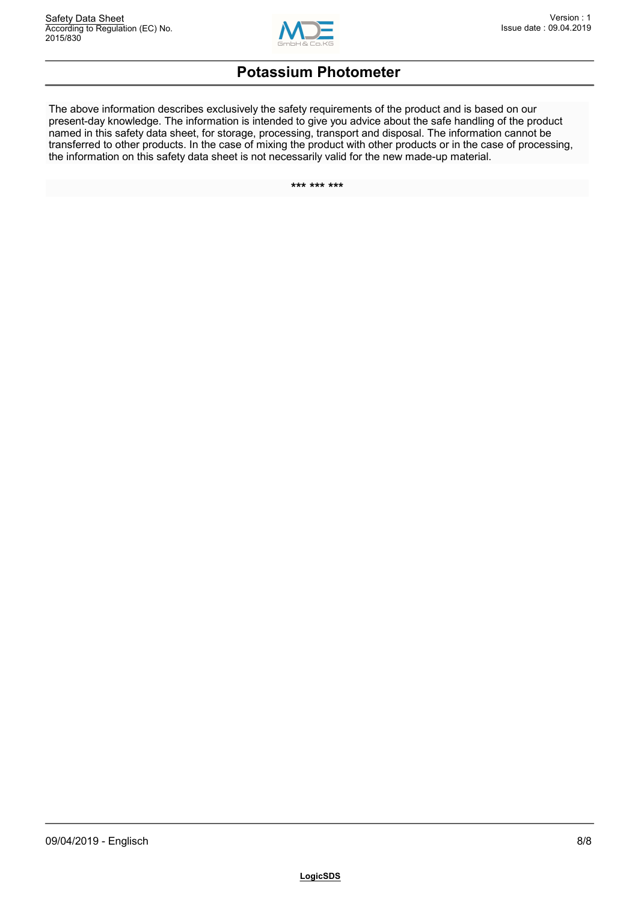The above information describes exclusively the safety requirements of the product and is based on our present-day knowledge. The information is intended to give you advice about the safe handling of the product named in this safety data sheet, for storage, processing, transport and disposal. The information cannot be transferred to other products. In the case of mixing the product with other products or in the case of processing, the information on this safety data sheet is not necessarily valid for the new made-up material.

**\*\*\* \*\*\* \*\*\***